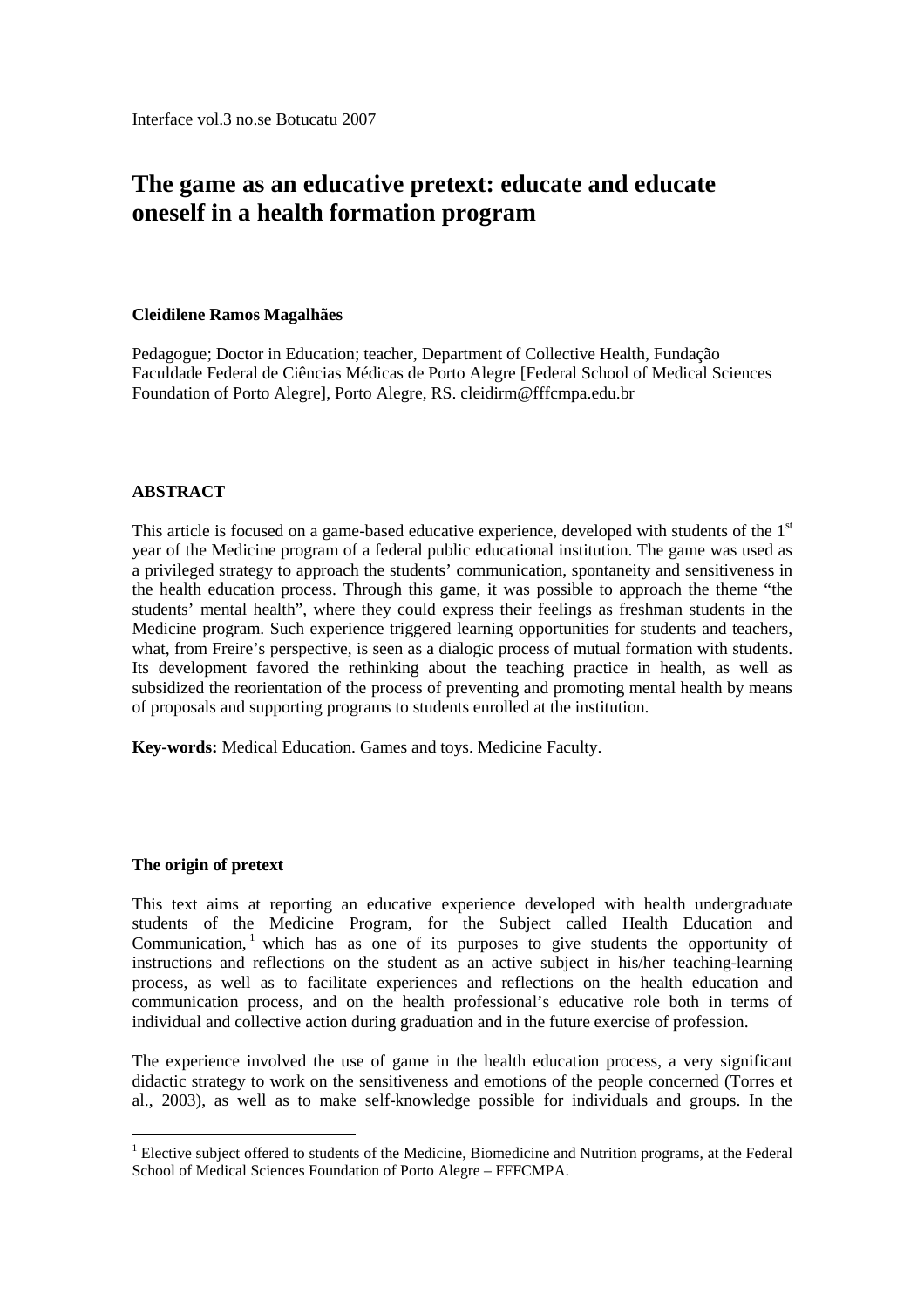Interface vol.3 no.se Botucatu 2007

# The game as an educative pretext: educate and educate oneself in a health formation program

**Cleidilene Ramos Magalhães**

Pedagogue; Doctor in Education; teacher, Department of Collective Health, Fundação Faculdade Federal de Ciências Médicas de Porto Alegre [Federal School of Medical Sciences Foundation of Porto Alegre], Porto Alegre, RS. cleidirm@fffcmpa.edu.br

**ABSTRACT**

This article is focused on a game-based educative experience, developed with students of the 1st year of the Medicine program of a federal public educational institution. The game was used as a privileged strategy to approach the students' communication, spontaneity and sensitiveness in the health education process. Through this game, it was possible to approach the theme "the students' mental health", where they could express their feelings as freshman students in the Medicine program. Such experience triggered learning opportunities for students and teachers, what, from Freire's perspective, is seen as a dialogic process of mutual formation with students. Its development favored the rethinking about the teaching practice in health, as well as subsidized the reorientation of the process of preventing and promoting mental health by means of proposals and supporting programs to students enrolled at the institution.

**Key-words:** Medical Education. Games and toys. Medicine Faculty.

**The origin of pretext**

This text aims at reporting an educative experience developed with health undergraduate students of the Medicine Program, for the Subject called Health Education and Communication, [1] which has as one of its purposes to give students the opportunity of instructions and reflections on the student as an active subject in his/her teaching-learning process, as well as to facilitate experiences and reflections on the health education and communication process, and on the health professional's educative role both in terms of individual and collective action during graduation and in the future exercise of profession.

The experience involved the use of game in the health education process, a very significant didactic strategy to work on the sensitiveness and emotions of the people concerned (Torres et al., 2003), as well as to make self-knowledge possible for individuals and groups. In the

[1] Elective subject offered to students of the Medicine, Biomedicine and Nutrition programs, at the Federal School of Medical Sciences Foundation of Porto Alegre – FFFCMPA.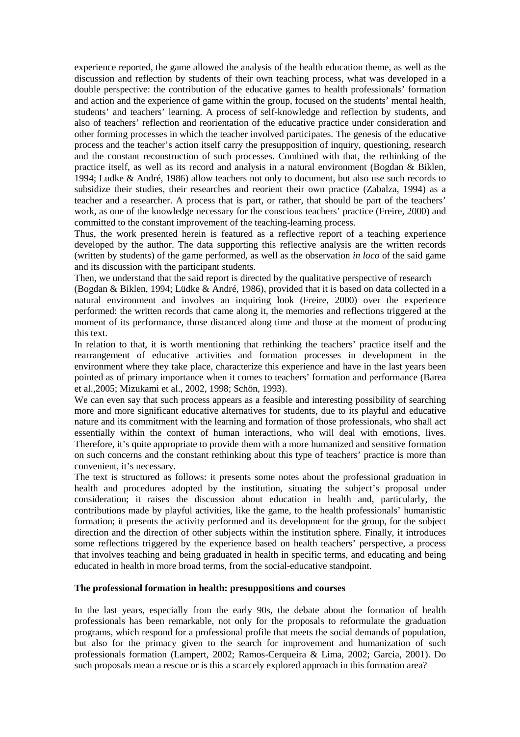experience reported, the game allowed the analysis of the health education theme, as well as the discussion and reflection by students of their own teaching process, what was developed in a double perspective: the contribution of the educative games to health professionals' formation and action and the experience of game within the group, focused on the students' mental health, students' and teachers' learning. A process of self-knowledge and reflection by students, and also of teachers' reflection and reorientation of the educative practice under consideration and other forming processes in which the teacher involved participates. The genesis of the educative process and the teacher's action itself carry the presupposition of inquiry, questioning, research and the constant reconstruction of such processes. Combined with that, the rethinking of the practice itself, as well as its record and analysis in a natural environment (Bogdan & Biklen, 1994; Ludke & André, 1986) allow teachers not only to document, but also use such records to subsidize their studies, their researches and reorient their own practice (Zabalza, 1994) as a teacher and a researcher. A process that is part, or rather, that should be part of the teachers' work, as one of the knowledge necessary for the conscious teachers' practice (Freire, 2000) and committed to the constant improvement of the teaching-learning process.

Thus, the work presented herein is featured as a reflective report of a teaching experience developed by the author. The data supporting this reflective analysis are the written records (written by students) of the game performed, as well as the observation *in loco* of the said game and its discussion with the participant students.

Then, we understand that the said report is directed by the qualitative perspective of research (Bogdan & Biklen, 1994; Lüdke & André, 1986), provided that it is based on data collected in a natural environment and involves an inquiring look (Freire, 2000) over the experience performed: the written records that came along it, the memories and reflections triggered at the moment of its performance, those distanced along time and those at the moment of producing this text.

In relation to that, it is worth mentioning that rethinking the teachers' practice itself and the rearrangement of educative activities and formation processes in development in the environment where they take place, characterize this experience and have in the last years been pointed as of primary importance when it comes to teachers' formation and performance (Barea et al.,2005; Mizukami et al., 2002, 1998; Schön, 1993).

We can even say that such process appears as a feasible and interesting possibility of searching more and more significant educative alternatives for students, due to its playful and educative nature and its commitment with the learning and formation of those professionals, who shall act essentially within the context of human interactions, who will deal with emotions, lives. Therefore, it's quite appropriate to provide them with a more humanized and sensitive formation on such concerns and the constant rethinking about this type of teachers' practice is more than convenient, it's necessary.

The text is structured as follows: it presents some notes about the professional graduation in health and procedures adopted by the institution, situating the subject's proposal under consideration; it raises the discussion about education in health and, particularly, the contributions made by playful activities, like the game, to the health professionals' humanistic formation; it presents the activity performed and its development for the group, for the subject direction and the direction of other subjects within the institution sphere. Finally, it introduces some reflections triggered by the experience based on health teachers' perspective, a process that involves teaching and being graduated in health in specific terms, and educating and being educated in health in more broad terms, from the social-educative standpoint.

## The professional formation in health: presuppositions and courses

In the last years, especially from the early 90s, the debate about the formation of health professionals has been remarkable, not only for the proposals to reformulate the graduation programs, which respond for a professional profile that meets the social demands of population, but also for the primacy given to the search for improvement and humanization of such professionals formation (Lampert, 2002; Ramos-Cerqueira & Lima, 2002; Garcia, 2001). Do such proposals mean a rescue or is this a scarcely explored approach in this formation area?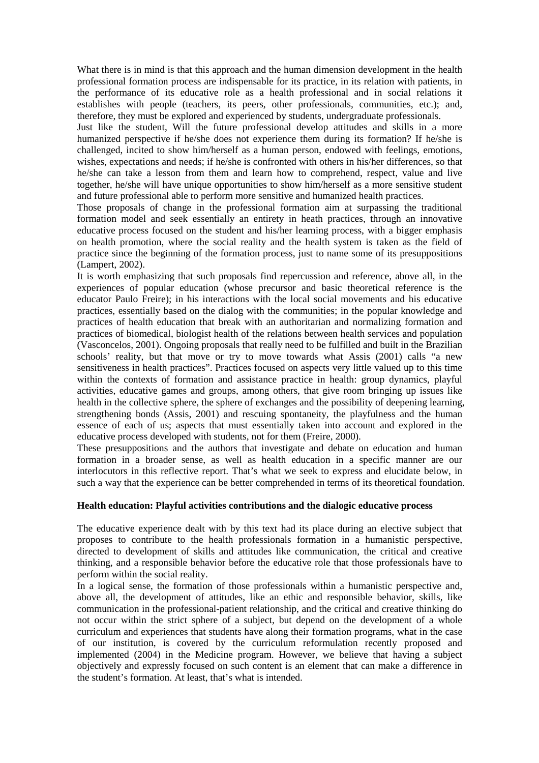What there is in mind is that this approach and the human dimension development in the health professional formation process are indispensable for its practice, in its relation with patients, in the performance of its educative role as a health professional and in social relations it establishes with people (teachers, its peers, other professionals, communities, etc.); and, therefore, they must be explored and experienced by students, undergraduate professionals.

Just like the student, Will the future professional develop attitudes and skills in a more humanized perspective if he/she does not experience them during its formation? If he/she is challenged, incited to show him/herself as a human person, endowed with feelings, emotions, wishes, expectations and needs; if he/she is confronted with others in his/her differences, so that he/she can take a lesson from them and learn how to comprehend, respect, value and live together, he/she will have unique opportunities to show him/herself as a more sensitive student and future professional able to perform more sensitive and humanized health practices.

Those proposals of change in the professional formation aim at surpassing the traditional formation model and seek essentially an entirety in heath practices, through an innovative educative process focused on the student and his/her learning process, with a bigger emphasis on health promotion, where the social reality and the health system is taken as the field of practice since the beginning of the formation process, just to name some of its presuppositions (Lampert, 2002).

It is worth emphasizing that such proposals find repercussion and reference, above all, in the experiences of popular education (whose precursor and basic theoretical reference is the educator Paulo Freire); in his interactions with the local social movements and his educative practices, essentially based on the dialog with the communities; in the popular knowledge and practices of health education that break with an authoritarian and normalizing formation and practices of biomedical, biologist health of the relations between health services and population (Vasconcelos, 2001). Ongoing proposals that really need to be fulfilled and built in the Brazilian schools' reality, but that move or try to move towards what Assis (2001) calls "a new sensitiveness in health practices". Practices focused on aspects very little valued up to this time within the contexts of formation and assistance practice in health: group dynamics, playful activities, educative games and groups, among others, that give room bringing up issues like health in the collective sphere, the sphere of exchanges and the possibility of deepening learning, strengthening bonds (Assis, 2001) and rescuing spontaneity, the playfulness and the human essence of each of us; aspects that must essentially taken into account and explored in the educative process developed with students, not for them (Freire, 2000).

These presuppositions and the authors that investigate and debate on education and human formation in a broader sense, as well as health education in a specific manner are our interlocutors in this reflective report. That's what we seek to express and elucidate below, in such a way that the experience can be better comprehended in terms of its theoretical foundation.

**Health education: Playful activities contributions and the dialogic educative process**

The educative experience dealt with by this text had its place during an elective subject that proposes to contribute to the health professionals formation in a humanistic perspective, directed to development of skills and attitudes like communication, the critical and creative thinking, and a responsible behavior before the educative role that those professionals have to perform within the social reality.

In a logical sense, the formation of those professionals within a humanistic perspective and, above all, the development of attitudes, like an ethic and responsible behavior, skills, like communication in the professional-patient relationship, and the critical and creative thinking do not occur within the strict sphere of a subject, but depend on the development of a whole curriculum and experiences that students have along their formation programs, what in the case of our institution, is covered by the curriculum reformulation recently proposed and implemented (2004) in the Medicine program. However, we believe that having a subject objectively and expressly focused on such content is an element that can make a difference in the student's formation. At least, that's what is intended.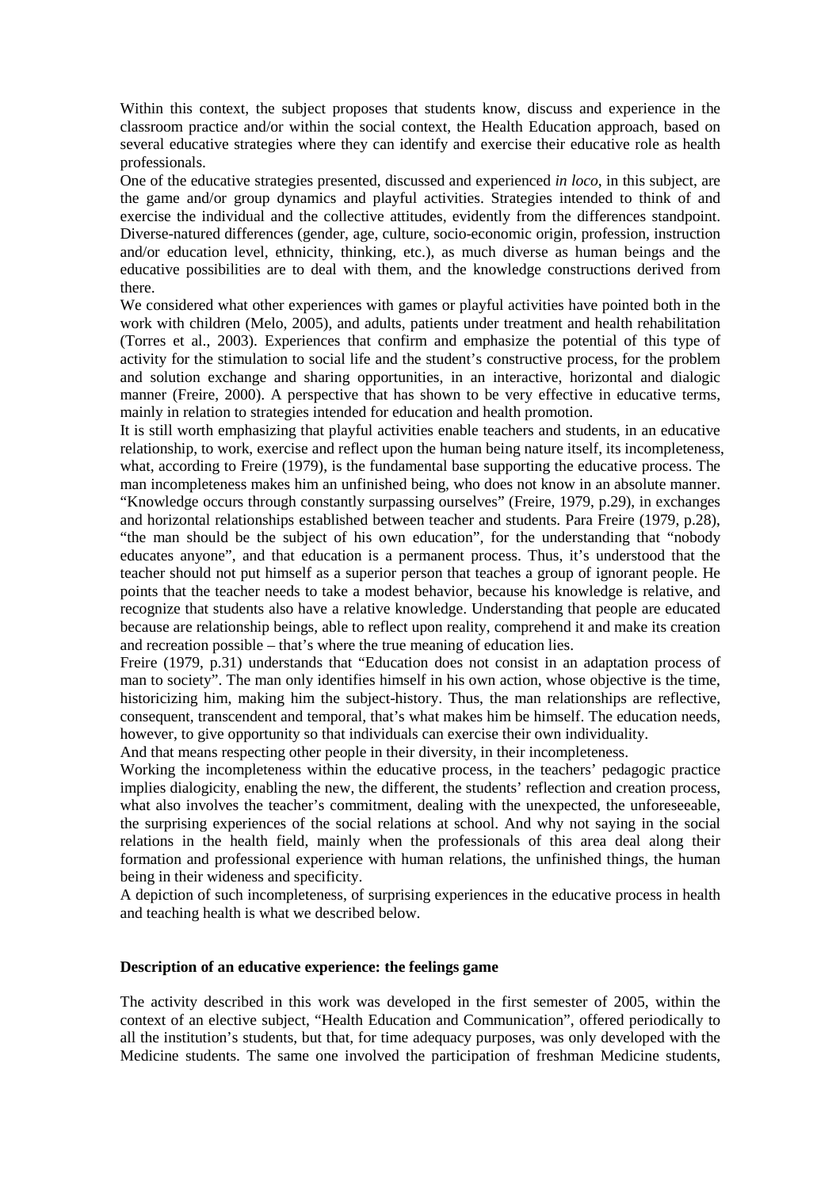Within this context, the subject proposes that students know, discuss and experience in the classroom practice and/or within the social context, the Health Education approach, based on several educative strategies where they can identify and exercise their educative role as health professionals.

One of the educative strategies presented, discussed and experienced *in loco*, in this subject, are the game and/or group dynamics and playful activities. Strategies intended to think of and exercise the individual and the collective attitudes, evidently from the differences standpoint. Diverse-natured differences (gender, age, culture, socio-economic origin, profession, instruction and/or education level, ethnicity, thinking, etc.), as much diverse as human beings and the educative possibilities are to deal with them, and the knowledge constructions derived from there.

We considered what other experiences with games or playful activities have pointed both in the work with children (Melo, 2005), and adults, patients under treatment and health rehabilitation (Torres et al., 2003). Experiences that confirm and emphasize the potential of this type of activity for the stimulation to social life and the student's constructive process, for the problem and solution exchange and sharing opportunities, in an interactive, horizontal and dialogic manner (Freire, 2000). A perspective that has shown to be very effective in educative terms, mainly in relation to strategies intended for education and health promotion.

It is still worth emphasizing that playful activities enable teachers and students, in an educative relationship, to work, exercise and reflect upon the human being nature itself, its incompleteness, what, according to Freire (1979), is the fundamental base supporting the educative process. The man incompleteness makes him an unfinished being, who does not know in an absolute manner. "Knowledge occurs through constantly surpassing ourselves" (Freire, 1979, p.29), in exchanges and horizontal relationships established between teacher and students. Para Freire (1979, p.28), "the man should be the subject of his own education", for the understanding that "nobody educates anyone", and that education is a permanent process. Thus, it's understood that the teacher should not put himself as a superior person that teaches a group of ignorant people. He points that the teacher needs to take a modest behavior, because his knowledge is relative, and recognize that students also have a relative knowledge. Understanding that people are educated because are relationship beings, able to reflect upon reality, comprehend it and make its creation and recreation possible – that's where the true meaning of education lies.

Freire (1979, p.31) understands that "Education does not consist in an adaptation process of man to society". The man only identifies himself in his own action, whose objective is the time, historicizing him, making him the subject-history. Thus, the man relationships are reflective, consequent, transcendent and temporal, that's what makes him be himself. The education needs, however, to give opportunity so that individuals can exercise their own individuality.

And that means respecting other people in their diversity, in their incompleteness.

Working the incompleteness within the educative process, in the teachers' pedagogic practice implies dialogicity, enabling the new, the different, the students' reflection and creation process, what also involves the teacher's commitment, dealing with the unexpected, the unforeseeable, the surprising experiences of the social relations at school. And why not saying in the social relations in the health field, mainly when the professionals of this area deal along their formation and professional experience with human relations, the unfinished things, the human being in their wideness and specificity.

A depiction of such incompleteness, of surprising experiences in the educative process in health and teaching health is what we described below.

## Description of an educative experience: the feelings game

The activity described in this work was developed in the first semester of 2005, within the context of an elective subject, "Health Education and Communication", offered periodically to all the institution's students, but that, for time adequacy purposes, was only developed with the Medicine students. The same one involved the participation of freshman Medicine students,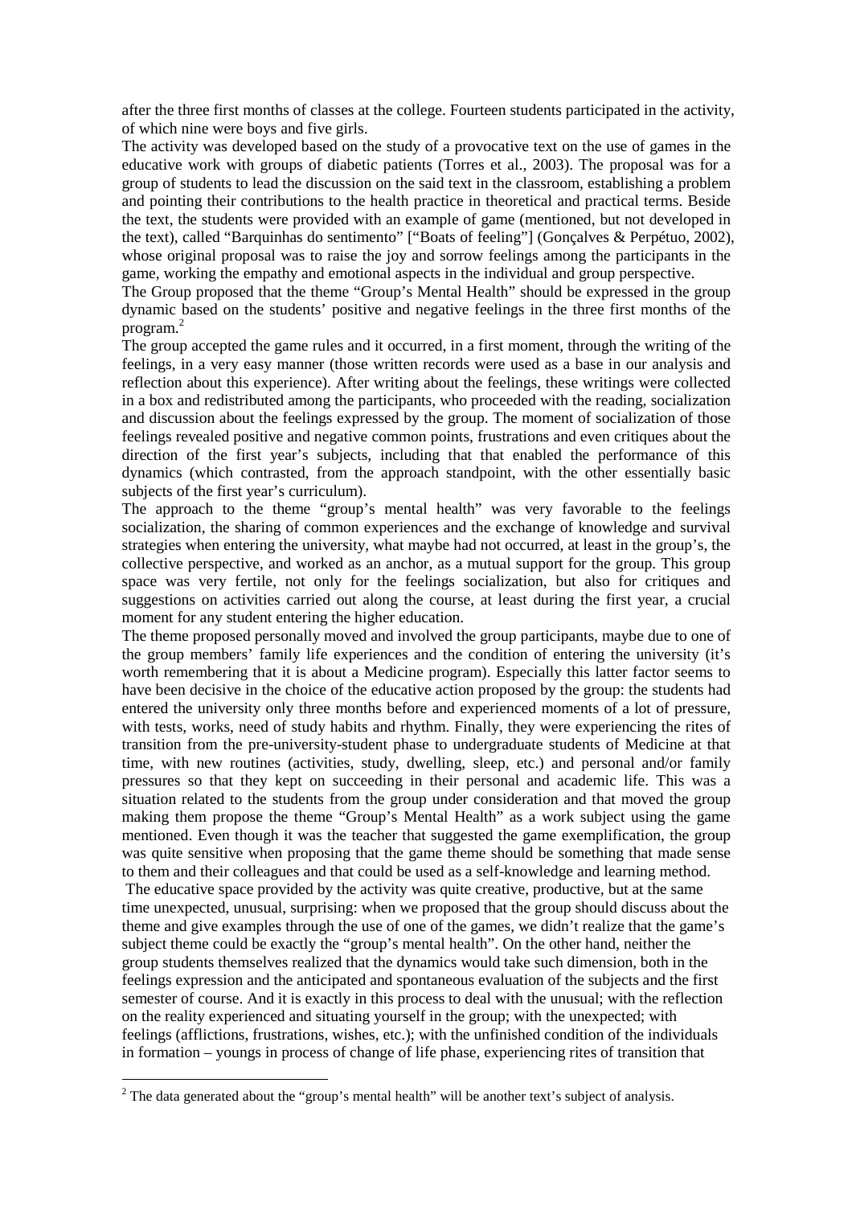after the three first months of classes at the college. Fourteen students participated in the activity, of which nine were boys and five girls.

The activity was developed based on the study of a provocative text on the use of games in the educative work with groups of diabetic patients (Torres et al., 2003). The proposal was for a group of students to lead the discussion on the said text in the classroom, establishing a problem and pointing their contributions to the health practice in theoretical and practical terms. Beside the text, the students were provided with an example of game (mentioned, but not developed in the text), called "Barquinhas do sentimento" ["Boats of feeling"] (Gonçalves & Perpétuo, 2002), whose original proposal was to raise the joy and sorrow feelings among the participants in the game, working the empathy and emotional aspects in the individual and group perspective.

The Group proposed that the theme "Group's Mental Health" should be expressed in the group dynamic based on the students' positive and negative feelings in the three first months of the program.[2]

The group accepted the game rules and it occurred, in a first moment, through the writing of the feelings, in a very easy manner (those written records were used as a base in our analysis and reflection about this experience). After writing about the feelings, these writings were collected in a box and redistributed among the participants, who proceeded with the reading, socialization and discussion about the feelings expressed by the group. The moment of socialization of those feelings revealed positive and negative common points, frustrations and even critiques about the direction of the first year's subjects, including that that enabled the performance of this dynamics (which contrasted, from the approach standpoint, with the other essentially basic subjects of the first year's curriculum).

The approach to the theme "group's mental health" was very favorable to the feelings socialization, the sharing of common experiences and the exchange of knowledge and survival strategies when entering the university, what maybe had not occurred, at least in the group's, the collective perspective, and worked as an anchor, as a mutual support for the group. This group space was very fertile, not only for the feelings socialization, but also for critiques and suggestions on activities carried out along the course, at least during the first year, a crucial moment for any student entering the higher education.

The theme proposed personally moved and involved the group participants, maybe due to one of the group members' family life experiences and the condition of entering the university (it's worth remembering that it is about a Medicine program). Especially this latter factor seems to have been decisive in the choice of the educative action proposed by the group: the students had entered the university only three months before and experienced moments of a lot of pressure, with tests, works, need of study habits and rhythm. Finally, they were experiencing the rites of transition from the pre-university-student phase to undergraduate students of Medicine at that time, with new routines (activities, study, dwelling, sleep, etc.) and personal and/or family pressures so that they kept on succeeding in their personal and academic life. This was a situation related to the students from the group under consideration and that moved the group making them propose the theme "Group's Mental Health" as a work subject using the game mentioned. Even though it was the teacher that suggested the game exemplification, the group was quite sensitive when proposing that the game theme should be something that made sense to them and their colleagues and that could be used as a self-knowledge and learning method.

The educative space provided by the activity was quite creative, productive, but at the same time unexpected, unusual, surprising: when we proposed that the group should discuss about the theme and give examples through the use of one of the games, we didn't realize that the game's subject theme could be exactly the "group's mental health". On the other hand, neither the group students themselves realized that the dynamics would take such dimension, both in the feelings expression and the anticipated and spontaneous evaluation of the subjects and the first semester of course. And it is exactly in this process to deal with the unusual; with the reflection on the reality experienced and situating yourself in the group; with the unexpected; with feelings (afflictions, frustrations, wishes, etc.); with the unfinished condition of the individuals in formation – youngs in process of change of life phase, experiencing rites of transition that

[2] The data generated about the "group's mental health" will be another text's subject of analysis.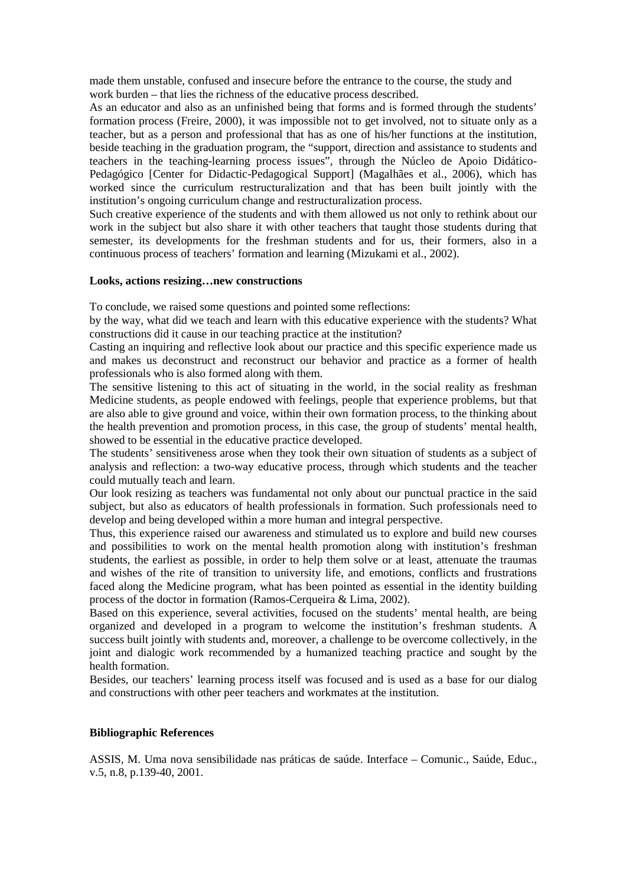made them unstable, confused and insecure before the entrance to the course, the study and work burden – that lies the richness of the educative process described.

As an educator and also as an unfinished being that forms and is formed through the students' formation process (Freire, 2000), it was impossible not to get involved, not to situate only as a teacher, but as a person and professional that has as one of his/her functions at the institution, beside teaching in the graduation program, the "support, direction and assistance to students and teachers in the teaching-learning process issues", through the Núcleo de Apoio Didático-Pedagógico [Center for Didactic-Pedagogical Support] (Magalhães et al., 2006), which has worked since the curriculum restructuralization and that has been built jointly with the institution's ongoing curriculum change and restructuralization process.

Such creative experience of the students and with them allowed us not only to rethink about our work in the subject but also share it with other teachers that taught those students during that semester, its developments for the freshman students and for us, their formers, also in a continuous process of teachers' formation and learning (Mizukami et al., 2002).

**Looks, actions resizing…new constructions**

To conclude, we raised some questions and pointed some reflections:

by the way, what did we teach and learn with this educative experience with the students? What constructions did it cause in our teaching practice at the institution?

Casting an inquiring and reflective look about our practice and this specific experience made us and makes us deconstruct and reconstruct our behavior and practice as a former of health professionals who is also formed along with them.

The sensitive listening to this act of situating in the world, in the social reality as freshman Medicine students, as people endowed with feelings, people that experience problems, but that are also able to give ground and voice, within their own formation process, to the thinking about the health prevention and promotion process, in this case, the group of students' mental health, showed to be essential in the educative practice developed.

The students' sensitiveness arose when they took their own situation of students as a subject of analysis and reflection: a two-way educative process, through which students and the teacher could mutually teach and learn.

Our look resizing as teachers was fundamental not only about our punctual practice in the said subject, but also as educators of health professionals in formation. Such professionals need to develop and being developed within a more human and integral perspective.

Thus, this experience raised our awareness and stimulated us to explore and build new courses and possibilities to work on the mental health promotion along with institution's freshman students, the earliest as possible, in order to help them solve or at least, attenuate the traumas and wishes of the rite of transition to university life, and emotions, conflicts and frustrations faced along the Medicine program, what has been pointed as essential in the identity building process of the doctor in formation (Ramos-Cerqueira & Lima, 2002).

Based on this experience, several activities, focused on the students' mental health, are being organized and developed in a program to welcome the institution's freshman students. A success built jointly with students and, moreover, a challenge to be overcome collectively, in the joint and dialogic work recommended by a humanized teaching practice and sought by the health formation.

Besides, our teachers' learning process itself was focused and is used as a base for our dialog and constructions with other peer teachers and workmates at the institution.

**Bibliographic References**

ASSIS, M. Uma nova sensibilidade nas práticas de saúde. Interface – Comunic., Saúde, Educ., v.5, n.8, p.139-40, 2001.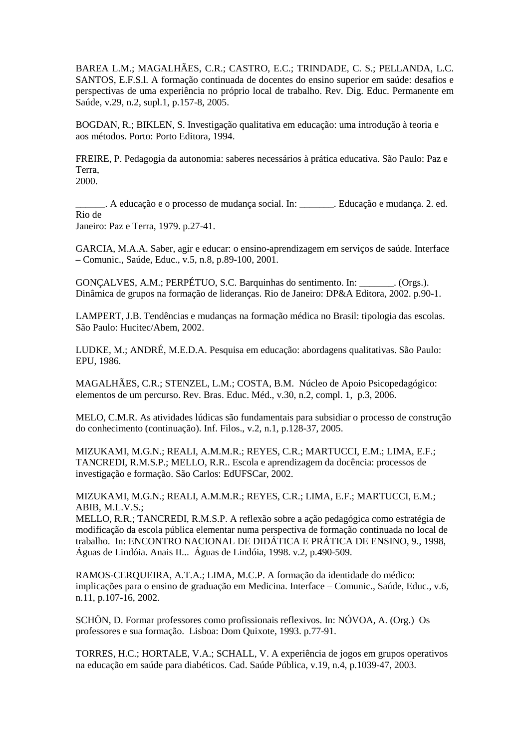BAREA L.M.; MAGALHÃES, C.R.; CASTRO, E.C.; TRINDADE, C. S.; PELLANDA, L.C. SANTOS, E.F.S.l. A formação continuada de docentes do ensino superior em saúde: desafios e perspectivas de uma experiência no próprio local de trabalho. Rev. Dig. Educ. Permanente em Saúde, v.29, n.2, supl.1, p.157-8, 2005.

BOGDAN, R.; BIKLEN, S. Investigação qualitativa em educação: uma introdução à teoria e aos métodos. Porto: Porto Editora, 1994.

FREIRE, P. Pedagogia da autonomia: saberes necessários à prática educativa. São Paulo: Paz e Terra,
2000.

______. A educação e o processo de mudança social. In: _______. Educação e mudança. 2. ed. Rio de
Janeiro: Paz e Terra, 1979. p.27-41.

GARCIA, M.A.A. Saber, agir e educar: o ensino-aprendizagem em serviços de saúde. Interface – Comunic., Saúde, Educ., v.5, n.8, p.89-100, 2001.

GONÇALVES, A.M.; PERPÉTUO, S.C. Barquinhas do sentimento. In: _______. (Orgs.). Dinâmica de grupos na formação de lideranças. Rio de Janeiro: DP&A Editora, 2002. p.90-1.

LAMPERT, J.B. Tendências e mudanças na formação médica no Brasil: tipologia das escolas. São Paulo: Hucitec/Abem, 2002.

LUDKE, M.; ANDRÉ, M.E.D.A. Pesquisa em educação: abordagens qualitativas. São Paulo: EPU, 1986.

MAGALHÃES, C.R.; STENZEL, L.M.; COSTA, B.M. Núcleo de Apoio Psicopedagógico: elementos de um percurso. Rev. Bras. Educ. Méd., v.30, n.2, compl. 1, p.3, 2006.

MELO, C.M.R. As atividades lúdicas são fundamentais para subsidiar o processo de construção do conhecimento (continuação). Inf. Filos., v.2, n.1, p.128-37, 2005.

MIZUKAMI, M.G.N.; REALI, A.M.M.R.; REYES, C.R.; MARTUCCI, E.M.; LIMA, E.F.; TANCREDI, R.M.S.P.; MELLO, R.R.. Escola e aprendizagem da docência: processos de investigação e formação. São Carlos: EdUFSCar, 2002.

MIZUKAMI, M.G.N.; REALI, A.M.M.R.; REYES, C.R.; LIMA, E.F.; MARTUCCI, E.M.; ABIB, M.L.V.S.;
MELLO, R.R.; TANCREDI, R.M.S.P. A reflexão sobre a ação pedagógica como estratégia de modificação da escola pública elementar numa perspectiva de formação continuada no local de trabalho. In: ENCONTRO NACIONAL DE DIDÁTICA E PRÁTICA DE ENSINO, 9., 1998, Águas de Lindóia. Anais II... Águas de Lindóia, 1998. v.2, p.490-509.

RAMOS-CERQUEIRA, A.T.A.; LIMA, M.C.P. A formação da identidade do médico: implicações para o ensino de graduação em Medicina. Interface – Comunic., Saúde, Educ., v.6, n.11, p.107-16, 2002.

SCHÖN, D. Formar professores como profissionais reflexivos. In: NÓVOA, A. (Org.) Os professores e sua formação. Lisboa: Dom Quixote, 1993. p.77-91.

TORRES, H.C.; HORTALE, V.A.; SCHALL, V. A experiência de jogos em grupos operativos na educação em saúde para diabéticos. Cad. Saúde Pública, v.19, n.4, p.1039-47, 2003.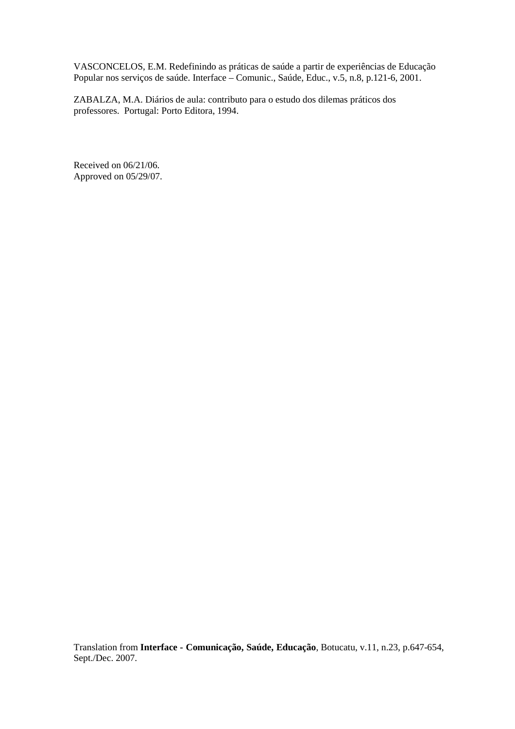VASCONCELOS, E.M. Redefinindo as práticas de saúde a partir de experiências de Educação Popular nos serviços de saúde. Interface – Comunic., Saúde, Educ., v.5, n.8, p.121-6, 2001.

ZABALZA, M.A. Diários de aula: contributo para o estudo dos dilemas práticos dos professores. Portugal: Porto Editora, 1994.

Received on 06/21/06.
Approved on 05/29/07.

Translation from **Interface - Comunicação, Saúde, Educação**, Botucatu, v.11, n.23, p.647-654, Sept./Dec. 2007.